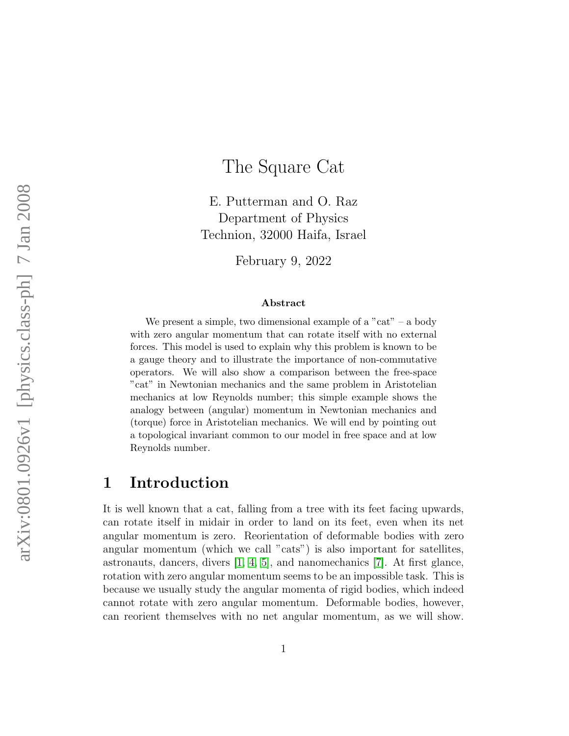# The Square Cat

E. Putterman and O. Raz
Department of Physics
Technion, 32000 Haifa, Israel

February 9, 2022

### Abstract

We present a simple, two dimensional example of a "cat" – a body with zero angular momentum that can rotate itself with no external forces. This model is used to explain why this problem is known to be a gauge theory and to illustrate the importance of non-commutative operators. We will also show a comparison between the free-space "cat" in Newtonian mechanics and the same problem in Aristotelian mechanics at low Reynolds number; this simple example shows the analogy between (angular) momentum in Newtonian mechanics and (torque) force in Aristotelian mechanics. We will end by pointing out a topological invariant common to our model in free space and at low Reynolds number.

## 1 Introduction

It is well known that a cat, falling from a tree with its feet facing upwards, can rotate itself in midair in order to land on its feet, even when its net angular momentum is zero. Reorientation of deformable bodies with zero angular momentum (which we call "cats") is also important for satellites, astronauts, dancers, divers [1, 4, 5], and nanomechanics [7]. At first glance, rotation with zero angular momentum seems to be an impossible task. This is because we usually study the angular momenta of rigid bodies, which indeed cannot rotate with zero angular momentum. Deformable bodies, however, can reorient themselves with no net angular momentum, as we will show.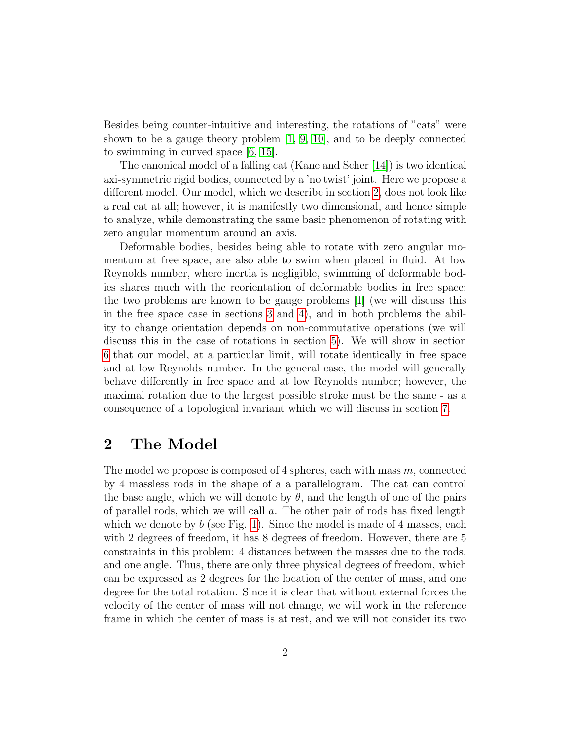Besides being counter-intuitive and interesting, the rotations of "cats" were shown to be a gauge theory problem [1, 9, 10], and to be deeply connected to swimming in curved space [6, 15].

The canonical model of a falling cat (Kane and Scher [14]) is two identical axi-symmetric rigid bodies, connected by a 'no twist' joint. Here we propose a different model. Our model, which we describe in section 2, does not look like a real cat at all; however, it is manifestly two dimensional, and hence simple to analyze, while demonstrating the same basic phenomenon of rotating with zero angular momentum around an axis.

Deformable bodies, besides being able to rotate with zero angular momentum at free space, are also able to swim when placed in fluid. At low Reynolds number, where inertia is negligible, swimming of deformable bodies shares much with the reorientation of deformable bodies in free space: the two problems are known to be gauge problems [1] (we will discuss this in the free space case in sections 3 and 4), and in both problems the ability to change orientation depends on non-commutative operations (we will discuss this in the case of rotations in section 5). We will show in section 6 that our model, at a particular limit, will rotate identically in free space and at low Reynolds number. In the general case, the model will generally behave differently in free space and at low Reynolds number; however, the maximal rotation due to the largest possible stroke must be the same - as a consequence of a topological invariant which we will discuss in section 7.

## 2 The Model

The model we propose is composed of 4 spheres, each with mass $m$, connected by 4 massless rods in the shape of a a parallelogram. The cat can control the base angle, which we will denote by $\theta$, and the length of one of the pairs of parallel rods, which we will call $a$. The other pair of rods has fixed length which we denote by $b$ (see Fig. 1). Since the model is made of 4 masses, each with 2 degrees of freedom, it has 8 degrees of freedom. However, there are 5 constraints in this problem: 4 distances between the masses due to the rods, and one angle. Thus, there are only three physical degrees of freedom, which can be expressed as 2 degrees for the location of the center of mass, and one degree for the total rotation. Since it is clear that without external forces the velocity of the center of mass will not change, we will work in the reference frame in which the center of mass is at rest, and we will not consider its two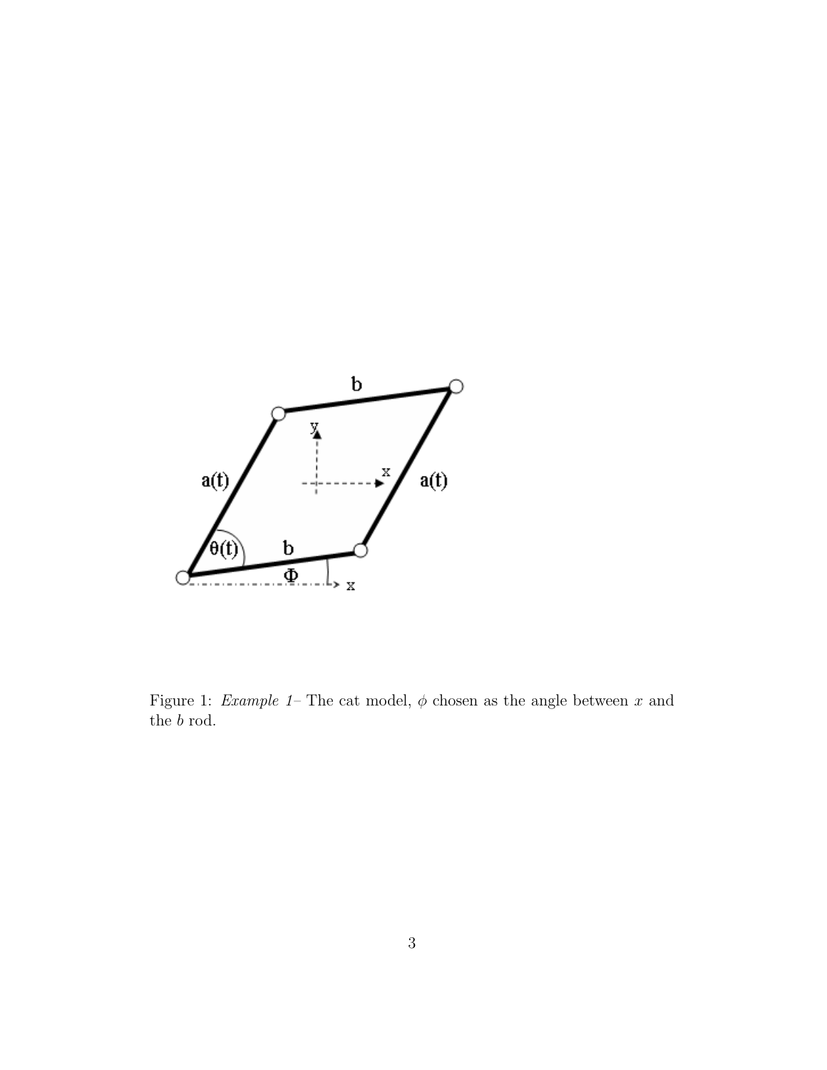Figure 1: *Example 1*– The cat model, $\phi$ chosen as the angle between $x$ and the $b$ rod.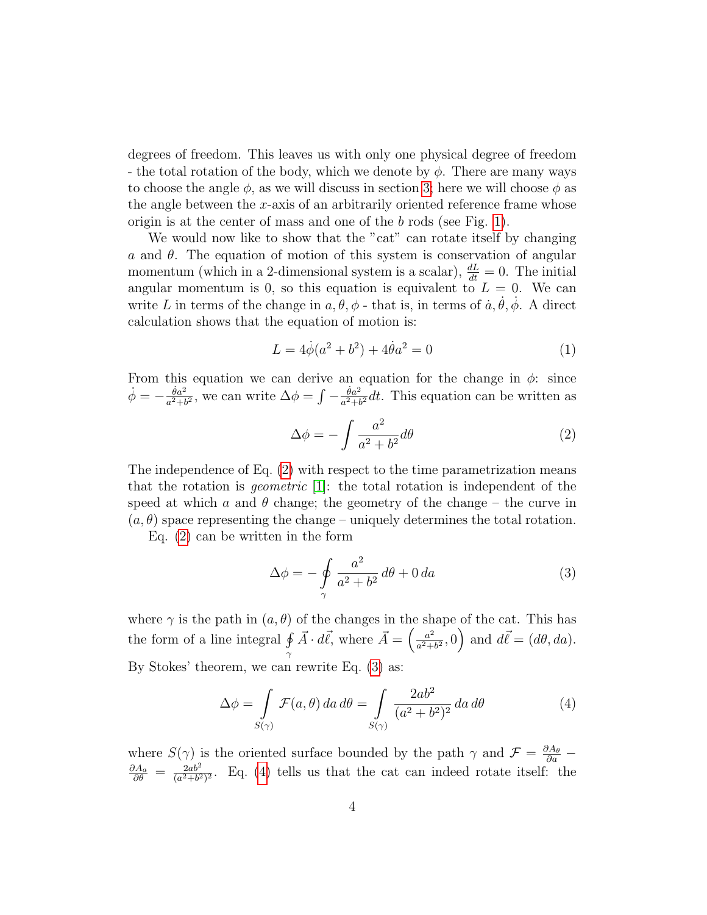degrees of freedom. This leaves us with only one physical degree of freedom - the total rotation of the body, which we denote by $\phi$. There are many ways to choose the angle $\phi$, as we will discuss in section 3; here we will choose $\phi$ as the angle between the $x$-axis of an arbitrarily oriented reference frame whose origin is at the center of mass and one of the $b$ rods (see Fig. 1).

We would now like to show that the "cat" can rotate itself by changing $a$ and $\theta$. The equation of motion of this system is conservation of angular momentum (which in a 2-dimensional system is a scalar), $\frac{dL}{dt} = 0$. The initial angular momentum is 0, so this equation is equivalent to $L = 0$. We can write $L$ in terms of the change in $a, \theta, \phi$ - that is, in terms of $\dot{a}, \dot{\theta}, \dot{\phi}$. A direct calculation shows that the equation of motion is:

$$L = 4\dot{\phi}(a^2 + b^2) + 4\dot{\theta}a^2 = 0 \tag{1}$$

From this equation we can derive an equation for the change in $\phi$: since $\dot{\phi} = -\frac{\dot{\theta}a^2}{a^2+b^2}$, we can write $\Delta\phi = \int -\frac{\dot{\theta}a^2}{a^2+b^2}dt$. This equation can be written as

$$\Delta\phi = -\int \frac{a^2}{a^2 + b^2} d\theta \tag{2}$$

The independence of Eq. (2) with respect to the time parametrization means that the rotation is *geometric* [1]: the total rotation is independent of the speed at which $a$ and $\theta$ change; the geometry of the change – the curve in $(a, \theta)$ space representing the change – uniquely determines the total rotation.

Eq. (2) can be written in the form

$$\Delta\phi = -\oint_{\gamma} \frac{a^2}{a^2 + b^2}\, d\theta + 0\, da \tag{3}$$

where $\gamma$ is the path in $(a, \theta)$ of the changes in the shape of the cat. This has the form of a line integral $\oint_{\gamma} \vec{A} \cdot d\vec{\ell}$, where $\vec{A} = \left(\frac{a^2}{a^2+b^2}, 0\right)$ and $d\vec{\ell} = (d\theta, da)$. By Stokes' theorem, we can rewrite Eq. (3) as:

$$\Delta\phi = \int_{S(\gamma)} \mathcal{F}(a, \theta)\, da\, d\theta = \int_{S(\gamma)} \frac{2ab^2}{(a^2 + b^2)^2}\, da\, d\theta \tag{4}$$

where $S(\gamma)$ is the oriented surface bounded by the path $\gamma$ and $\mathcal{F} = \frac{\partial A_\theta}{\partial a} - \frac{\partial A_a}{\partial \theta} = \frac{2ab^2}{(a^2+b^2)^2}$. Eq. (4) tells us that the cat can indeed rotate itself: the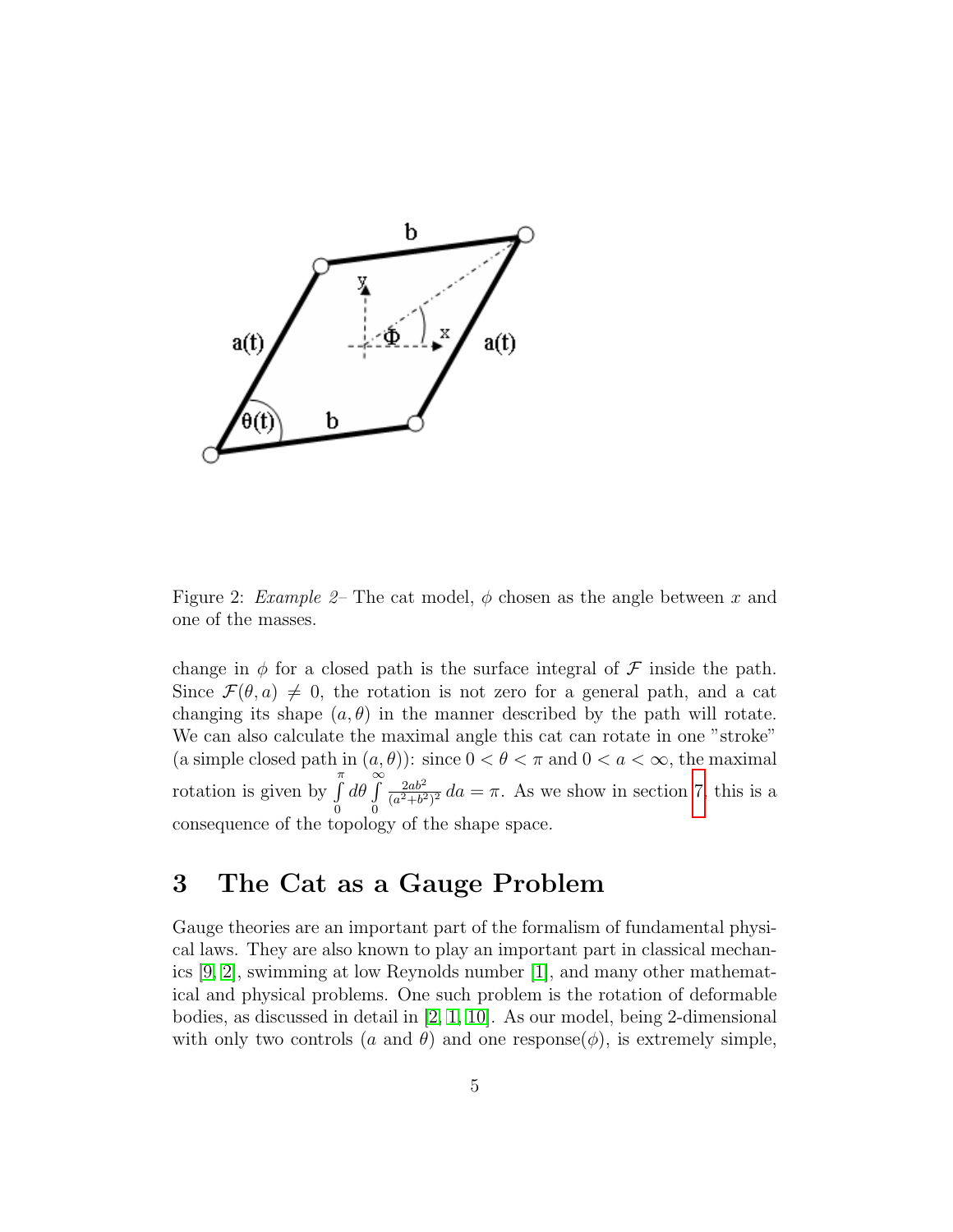Figure 2: *Example 2*– The cat model, $\phi$ chosen as the angle between $x$ and one of the masses.

change in $\phi$ for a closed path is the surface integral of $\mathcal{F}$ inside the path. Since $\mathcal{F}(\theta, a) \neq 0$, the rotation is not zero for a general path, and a cat changing its shape $(a, \theta)$ in the manner described by the path will rotate. We can also calculate the maximal angle this cat can rotate in one "stroke" (a simple closed path in $(a, \theta)$): since $0 < \theta < \pi$ and $0 < a < \infty$, the maximal rotation is given by $\int_0^\pi d\theta \int_0^\infty \frac{2ab^2}{(a^2+b^2)^2}\, da = \pi$. As we show in section 7, this is a consequence of the topology of the shape space.

## 3 The Cat as a Gauge Problem

Gauge theories are an important part of the formalism of fundamental physical laws. They are also known to play an important part in classical mechanics [9, 2], swimming at low Reynolds number [1], and many other mathematical and physical problems. One such problem is the rotation of deformable bodies, as discussed in detail in [2, 1, 10]. As our model, being 2-dimensional with only two controls ($a$ and $\theta$) and one response($\phi$), is extremely simple,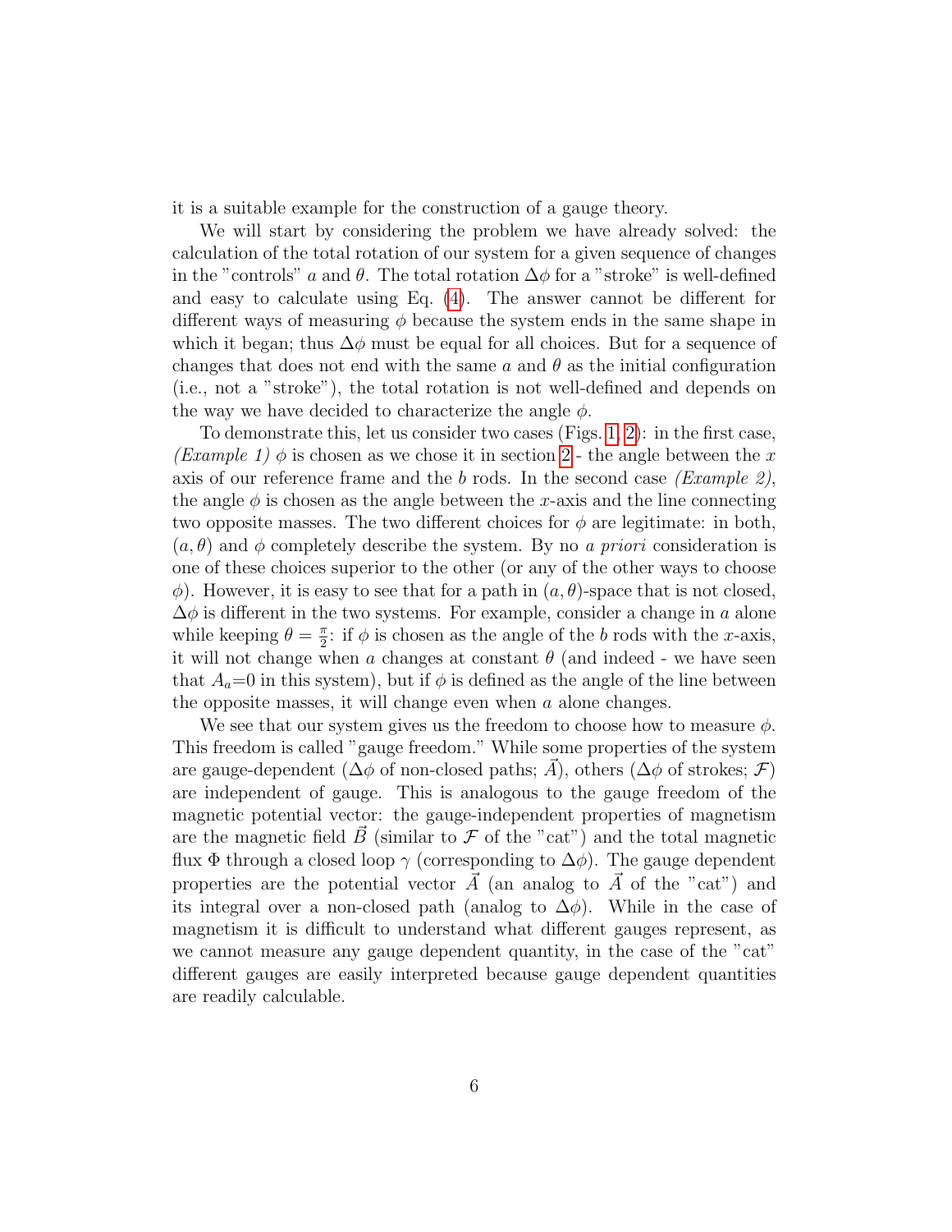it is a suitable example for the construction of a gauge theory.

We will start by considering the problem we have already solved: the calculation of the total rotation of our system for a given sequence of changes in the "controls" $a$ and $\theta$. The total rotation $\Delta\phi$ for a "stroke" is well-defined and easy to calculate using Eq. (4). The answer cannot be different for different ways of measuring $\phi$ because the system ends in the same shape in which it began; thus $\Delta\phi$ must be equal for all choices. But for a sequence of changes that does not end with the same $a$ and $\theta$ as the initial configuration (i.e., not a "stroke"), the total rotation is not well-defined and depends on the way we have decided to characterize the angle $\phi$.

To demonstrate this, let us consider two cases (Figs. 1, 2): in the first case, *(Example 1)* $\phi$ is chosen as we chose it in section 2 - the angle between the $x$ axis of our reference frame and the $b$ rods. In the second case *(Example 2)*, the angle $\phi$ is chosen as the angle between the $x$-axis and the line connecting two opposite masses. The two different choices for $\phi$ are legitimate: in both, $(a, \theta)$ and $\phi$ completely describe the system. By no *a priori* consideration is one of these choices superior to the other (or any of the other ways to choose $\phi$). However, it is easy to see that for a path in $(a, \theta)$-space that is not closed, $\Delta\phi$ is different in the two systems. For example, consider a change in $a$ alone while keeping $\theta = \frac{\pi}{2}$: if $\phi$ is chosen as the angle of the $b$ rods with the $x$-axis, it will not change when $a$ changes at constant $\theta$ (and indeed - we have seen that $A_a$=0 in this system), but if $\phi$ is defined as the angle of the line between the opposite masses, it will change even when $a$ alone changes.

We see that our system gives us the freedom to choose how to measure $\phi$. This freedom is called "gauge freedom." While some properties of the system are gauge-dependent ($\Delta\phi$ of non-closed paths; $\vec{A}$), others ($\Delta\phi$ of strokes; $\mathcal{F}$) are independent of gauge. This is analogous to the gauge freedom of the magnetic potential vector: the gauge-independent properties of magnetism are the magnetic field $\vec{B}$ (similar to $\mathcal{F}$ of the "cat") and the total magnetic flux $\Phi$ through a closed loop $\gamma$ (corresponding to $\Delta\phi$). The gauge dependent properties are the potential vector $\vec{A}$ (an analog to $\vec{A}$ of the "cat") and its integral over a non-closed path (analog to $\Delta\phi$). While in the case of magnetism it is difficult to understand what different gauges represent, as we cannot measure any gauge dependent quantity, in the case of the "cat" different gauges are easily interpreted because gauge dependent quantities are readily calculable.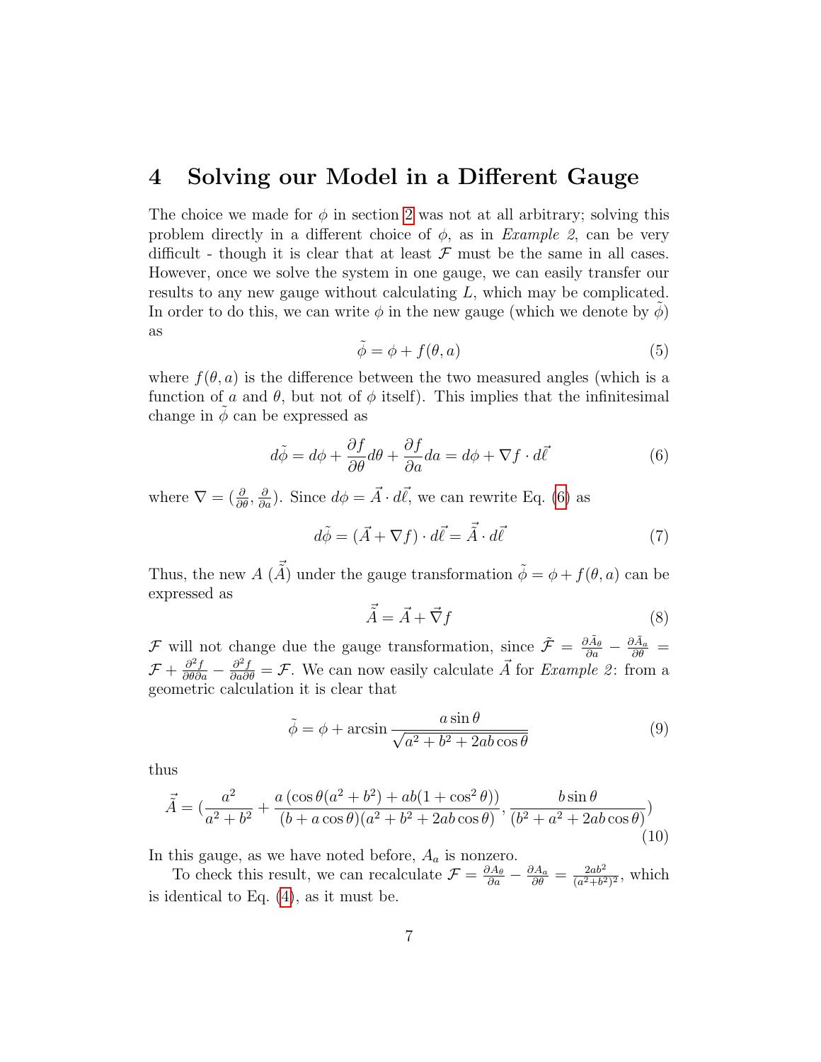# 4 Solving our Model in a Different Gauge

The choice we made for $\phi$ in section 2 was not at all arbitrary; solving this problem directly in a different choice of $\phi$, as in *Example 2*, can be very difficult - though it is clear that at least $\mathcal{F}$ must be the same in all cases. However, once we solve the system in one gauge, we can easily transfer our results to any new gauge without calculating $L$, which may be complicated. In order to do this, we can write $\phi$ in the new gauge (which we denote by $\tilde{\phi}$) as

$$\tilde{\phi} = \phi + f(\theta, a) \tag{5}$$

where $f(\theta, a)$ is the difference between the two measured angles (which is a function of $a$ and $\theta$, but not of $\phi$ itself). This implies that the infinitesimal change in $\tilde{\phi}$ can be expressed as

$$d\tilde{\phi} = d\phi + \frac{\partial f}{\partial \theta} d\theta + \frac{\partial f}{\partial a} da = d\phi + \nabla f \cdot d\vec{\ell} \tag{6}$$

where $\nabla = (\frac{\partial}{\partial \theta}, \frac{\partial}{\partial a})$. Since $d\phi = \vec{A} \cdot d\vec{\ell}$, we can rewrite Eq. (6) as

$$d\tilde{\phi} = (\vec{A} + \nabla f) \cdot d\vec{\ell} = \tilde{\vec{A}} \cdot d\vec{\ell} \tag{7}$$

Thus, the new $A$ ($\tilde{\vec{A}}$) under the gauge transformation $\tilde{\phi} = \phi + f(\theta, a)$ can be expressed as

$$\tilde{\vec{A}} = \vec{A} + \vec{\nabla} f \tag{8}$$

$\mathcal{F}$ will not change due the gauge transformation, since $\tilde{\mathcal{F}} = \frac{\partial \tilde{A}_\theta}{\partial a} - \frac{\partial \tilde{A}_a}{\partial \theta} = \mathcal{F} + \frac{\partial^2 f}{\partial \theta \partial a} - \frac{\partial^2 f}{\partial a \partial \theta} = \mathcal{F}$. We can now easily calculate $\vec{A}$ for *Example 2*: from a geometric calculation it is clear that

$$\tilde{\phi} = \phi + \arcsin \frac{a \sin \theta}{\sqrt{a^2 + b^2 + 2ab \cos \theta}} \tag{9}$$

thus

$$\tilde{\vec{A}} = \left(\frac{a^2}{a^2 + b^2} + \frac{a\left(\cos\theta(a^2 + b^2) + ab(1 + \cos^2\theta)\right)}{(b + a\cos\theta)(a^2 + b^2 + 2ab\cos\theta)}, \frac{b \sin\theta}{(b^2 + a^2 + 2ab\cos\theta)}\right) \tag{10}$$

In this gauge, as we have noted before, $A_a$ is nonzero.

To check this result, we can recalculate $\mathcal{F} = \frac{\partial A_\theta}{\partial a} - \frac{\partial A_a}{\partial \theta} = \frac{2ab^2}{(a^2+b^2)^2}$, which is identical to Eq. (4), as it must be.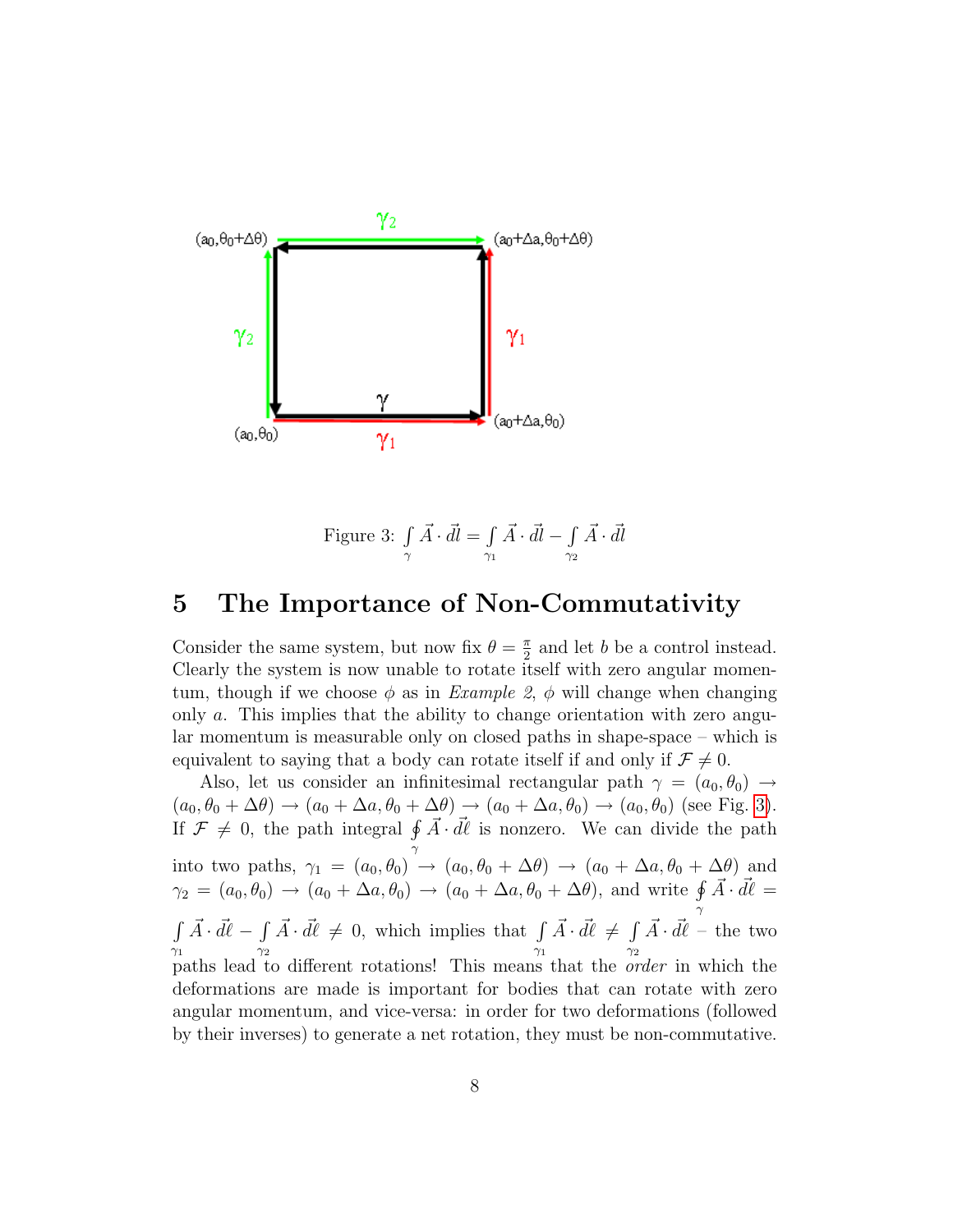Figure 3: $\int_{\gamma} \vec{A} \cdot \vec{dl} = \int_{\gamma_1} \vec{A} \cdot \vec{dl} - \int_{\gamma_2} \vec{A} \cdot \vec{dl}$

## 5 The Importance of Non-Commutativity

Consider the same system, but now fix $\theta = \frac{\pi}{2}$ and let $b$ be a control instead. Clearly the system is now unable to rotate itself with zero angular momentum, though if we choose $\phi$ as in *Example 2*, $\phi$ will change when changing only $a$. This implies that the ability to change orientation with zero angular momentum is measurable only on closed paths in shape-space – which is equivalent to saying that a body can rotate itself if and only if $\mathcal{F} \neq 0$.

Also, let us consider an infinitesimal rectangular path $\gamma = (a_0, \theta_0) \to (a_0, \theta_0 + \Delta\theta) \to (a_0 + \Delta a, \theta_0 + \Delta\theta) \to (a_0 + \Delta a, \theta_0) \to (a_0, \theta_0)$ (see Fig. 3). If $\mathcal{F} \neq 0$, the path integral $\oint_{\gamma} \vec{A} \cdot \vec{d\ell}$ is nonzero. We can divide the path into two paths, $\gamma_1 = (a_0, \theta_0) \to (a_0, \theta_0 + \Delta\theta) \to (a_0 + \Delta a, \theta_0 + \Delta\theta)$ and $\gamma_2 = (a_0, \theta_0) \to (a_0 + \Delta a, \theta_0) \to (a_0 + \Delta a, \theta_0 + \Delta\theta)$, and write $\oint_{\gamma} \vec{A} \cdot \vec{d\ell} = \int_{\gamma_1} \vec{A} \cdot \vec{d\ell} - \int_{\gamma_2} \vec{A} \cdot \vec{d\ell} \neq 0$, which implies that $\int_{\gamma_1} \vec{A} \cdot \vec{d\ell} \neq \int_{\gamma_2} \vec{A} \cdot \vec{d\ell}$ – the two paths lead to different rotations! This means that the *order* in which the deformations are made is important for bodies that can rotate with zero angular momentum, and vice-versa: in order for two deformations (followed by their inverses) to generate a net rotation, they must be non-commutative.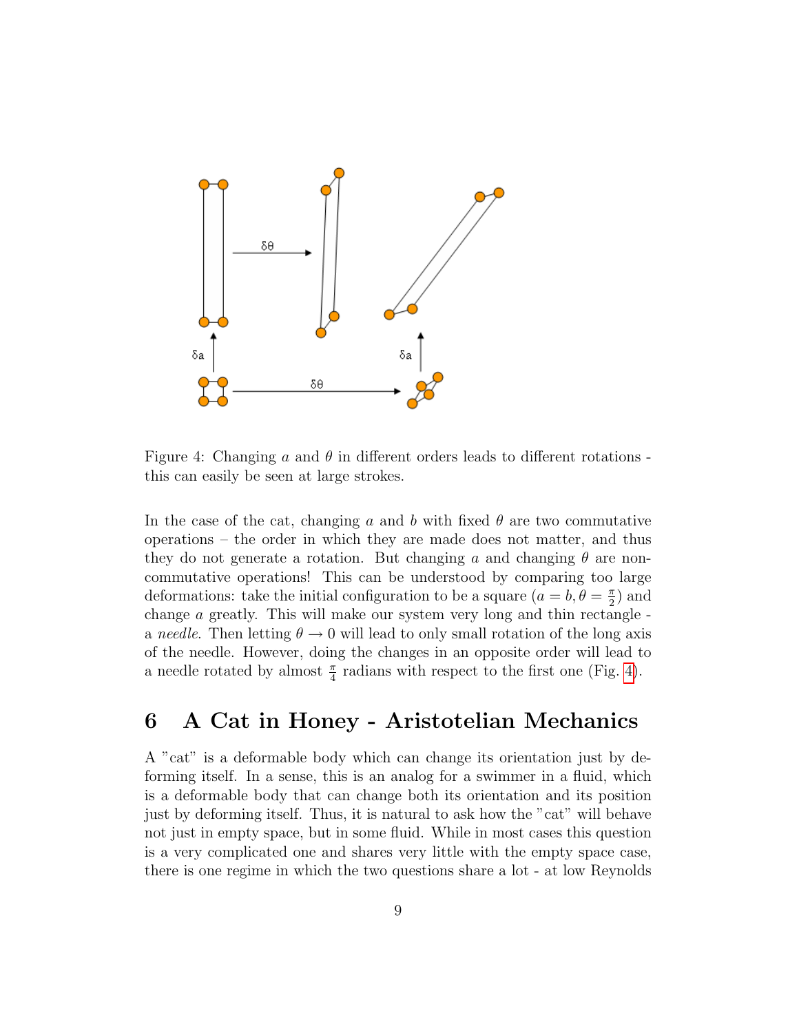Figure 4: Changing $a$ and $\theta$ in different orders leads to different rotations - this can easily be seen at large strokes.

In the case of the cat, changing $a$ and $b$ with fixed $\theta$ are two commutative operations – the order in which they are made does not matter, and thus they do not generate a rotation. But changing $a$ and changing $\theta$ are non-commutative operations! This can be understood by comparing too large deformations: take the initial configuration to be a square ($a = b, \theta = \frac{\pi}{2}$) and change $a$ greatly. This will make our system very long and thin rectangle - a *needle*. Then letting $\theta \to 0$ will lead to only small rotation of the long axis of the needle. However, doing the changes in an opposite order will lead to a needle rotated by almost $\frac{\pi}{4}$ radians with respect to the first one (Fig. 4).

## 6 A Cat in Honey - Aristotelian Mechanics

A "cat" is a deformable body which can change its orientation just by deforming itself. In a sense, this is an analog for a swimmer in a fluid, which is a deformable body that can change both its orientation and its position just by deforming itself. Thus, it is natural to ask how the "cat" will behave not just in empty space, but in some fluid. While in most cases this question is a very complicated one and shares very little with the empty space case, there is one regime in which the two questions share a lot - at low Reynolds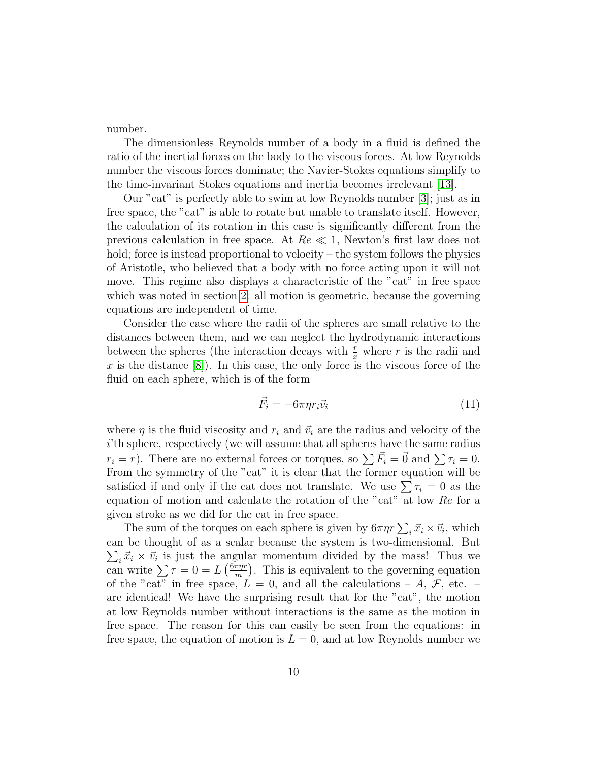number.

The dimensionless Reynolds number of a body in a fluid is defined the ratio of the inertial forces on the body to the viscous forces. At low Reynolds number the viscous forces dominate; the Navier-Stokes equations simplify to the time-invariant Stokes equations and inertia becomes irrelevant [13].

Our "cat" is perfectly able to swim at low Reynolds number [3]; just as in free space, the "cat" is able to rotate but unable to translate itself. However, the calculation of its rotation in this case is significantly different from the previous calculation in free space. At $Re \ll 1$, Newton's first law does not hold; force is instead proportional to velocity – the system follows the physics of Aristotle, who believed that a body with no force acting upon it will not move. This regime also displays a characteristic of the "cat" in free space which was noted in section 2: all motion is geometric, because the governing equations are independent of time.

Consider the case where the radii of the spheres are small relative to the distances between them, and we can neglect the hydrodynamic interactions between the spheres (the interaction decays with $\frac{r}{x}$ where $r$ is the radii and $x$ is the distance [8]). In this case, the only force is the viscous force of the fluid on each sphere, which is of the form

$$\vec{F}_i = -6\pi\eta r_i \vec{v}_i \tag{11}$$

where $\eta$ is the fluid viscosity and $r_i$ and $\vec{v}_i$ are the radius and velocity of the $i$'th sphere, respectively (we will assume that all spheres have the same radius $r_i = r$). There are no external forces or torques, so $\sum \vec{F}_i = \vec{0}$ and $\sum \tau_i = 0$. From the symmetry of the "cat" it is clear that the former equation will be satisfied if and only if the cat does not translate. We use $\sum \tau_i = 0$ as the equation of motion and calculate the rotation of the "cat" at low $Re$ for a given stroke as we did for the cat in free space.

The sum of the torques on each sphere is given by $6\pi\eta r \sum_i \vec{x}_i \times \vec{v}_i$, which can be thought of as a scalar because the system is two-dimensional. But $\sum_i \vec{x}_i \times \vec{v}_i$ is just the angular momentum divided by the mass! Thus we can write $\sum \tau = 0 = L\left(\frac{6\pi\eta r}{m}\right)$. This is equivalent to the governing equation of the "cat" in free space, $L = 0$, and all the calculations – $A$, $\mathcal{F}$, etc. – are identical! We have the surprising result that for the "cat", the motion at low Reynolds number without interactions is the same as the motion in free space. The reason for this can easily be seen from the equations: in free space, the equation of motion is $L = 0$, and at low Reynolds number we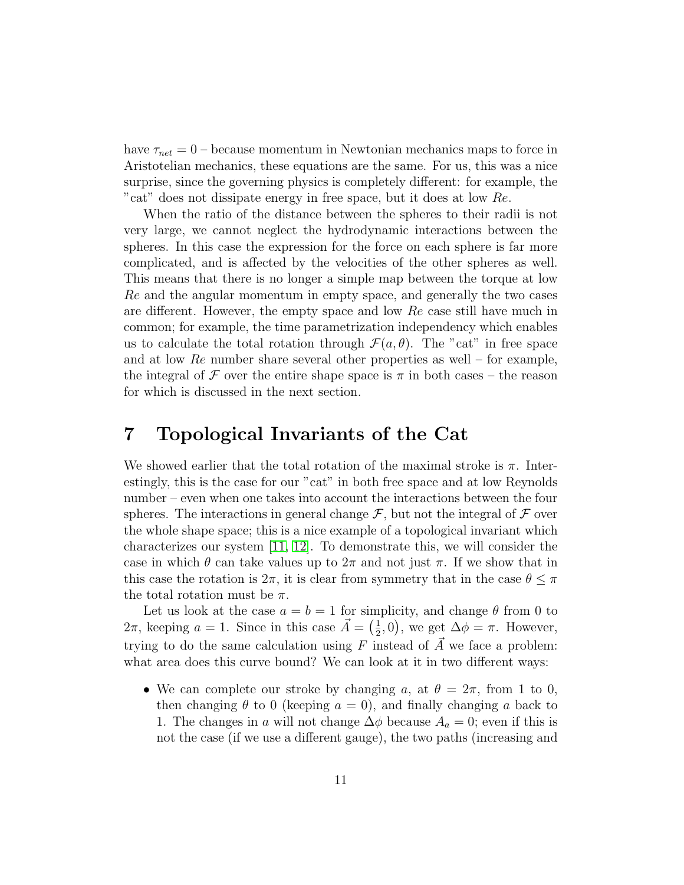have $\tau_{net} = 0$ – because momentum in Newtonian mechanics maps to force in Aristotelian mechanics, these equations are the same. For us, this was a nice surprise, since the governing physics is completely different: for example, the "cat" does not dissipate energy in free space, but it does at low $Re$.

When the ratio of the distance between the spheres to their radii is not very large, we cannot neglect the hydrodynamic interactions between the spheres. In this case the expression for the force on each sphere is far more complicated, and is affected by the velocities of the other spheres as well. This means that there is no longer a simple map between the torque at low $Re$ and the angular momentum in empty space, and generally the two cases are different. However, the empty space and low $Re$ case still have much in common; for example, the time parametrization independency which enables us to calculate the total rotation through $\mathcal{F}(a, \theta)$. The "cat" in free space and at low $Re$ number share several other properties as well – for example, the integral of $\mathcal{F}$ over the entire shape space is $\pi$ in both cases – the reason for which is discussed in the next section.

# 7 Topological Invariants of the Cat

We showed earlier that the total rotation of the maximal stroke is $\pi$. Interestingly, this is the case for our "cat" in both free space and at low Reynolds number – even when one takes into account the interactions between the four spheres. The interactions in general change $\mathcal{F}$, but not the integral of $\mathcal{F}$ over the whole shape space; this is a nice example of a topological invariant which characterizes our system [11, 12]. To demonstrate this, we will consider the case in which $\theta$ can take values up to $2\pi$ and not just $\pi$. If we show that in this case the rotation is $2\pi$, it is clear from symmetry that in the case $\theta \leq \pi$ the total rotation must be $\pi$.

Let us look at the case $a = b = 1$ for simplicity, and change $\theta$ from 0 to $2\pi$, keeping $a = 1$. Since in this case $\vec{A} = \left(\frac{1}{2}, 0\right)$, we get $\Delta\phi = \pi$. However, trying to do the same calculation using $F$ instead of $\vec{A}$ we face a problem: what area does this curve bound? We can look at it in two different ways:

- We can complete our stroke by changing $a$, at $\theta = 2\pi$, from 1 to 0, then changing $\theta$ to 0 (keeping $a = 0$), and finally changing $a$ back to 1. The changes in $a$ will not change $\Delta\phi$ because $A_a = 0$; even if this is not the case (if we use a different gauge), the two paths (increasing and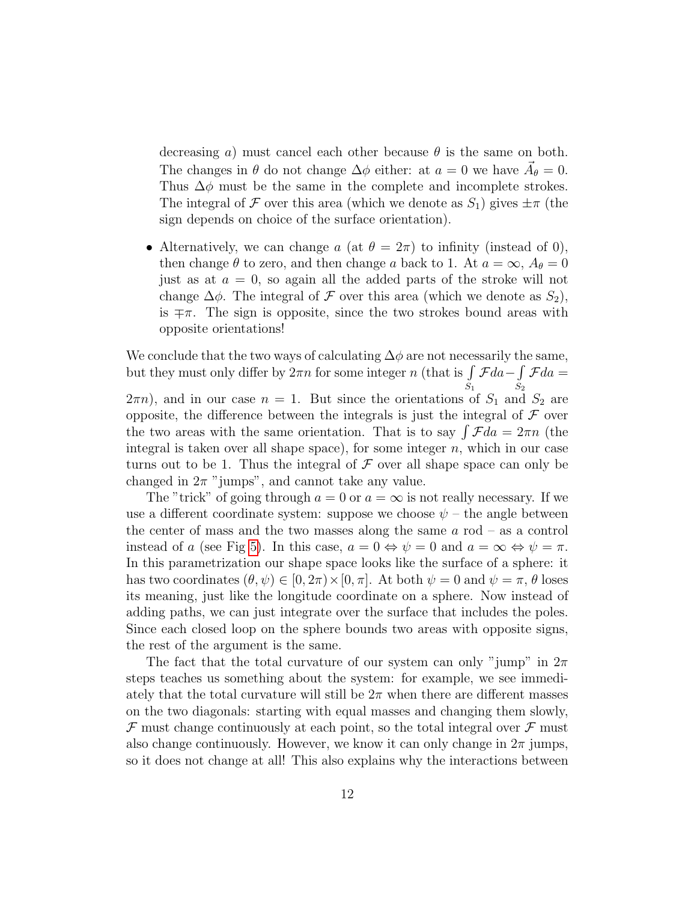decreasing $a$) must cancel each other because $\theta$ is the same on both. The changes in $\theta$ do not change $\Delta\phi$ either: at $a = 0$ we have $\vec{A}_\theta = 0$. Thus $\Delta\phi$ must be the same in the complete and incomplete strokes. The integral of $\mathcal{F}$ over this area (which we denote as $S_1$) gives $\pm\pi$ (the sign depends on choice of the surface orientation).

- Alternatively, we can change $a$ (at $\theta = 2\pi$) to infinity (instead of 0), then change $\theta$ to zero, and then change $a$ back to 1. At $a = \infty$, $A_\theta = 0$ just as at $a = 0$, so again all the added parts of the stroke will not change $\Delta\phi$. The integral of $\mathcal{F}$ over this area (which we denote as $S_2$), is $\mp\pi$. The sign is opposite, since the two strokes bound areas with opposite orientations!

We conclude that the two ways of calculating $\Delta\phi$ are not necessarily the same, but they must only differ by $2\pi n$ for some integer $n$ (that is $\int\limits_{S_1} \mathcal{F} da - \int\limits_{S_2} \mathcal{F} da = 2\pi n$), and in our case $n = 1$. But since the orientations of $S_1$ and $S_2$ are opposite, the difference between the integrals is just the integral of $\mathcal{F}$ over the two areas with the same orientation. That is to say $\int \mathcal{F} da = 2\pi n$ (the integral is taken over all shape space), for some integer $n$, which in our case turns out to be 1. Thus the integral of $\mathcal{F}$ over all shape space can only be changed in $2\pi$ "jumps", and cannot take any value.

The "trick" of going through $a = 0$ or $a = \infty$ is not really necessary. If we use a different coordinate system: suppose we choose $\psi$ – the angle between the center of mass and the two masses along the same $a$ rod – as a control instead of $a$ (see Fig 5). In this case, $a = 0 \Leftrightarrow \psi = 0$ and $a = \infty \Leftrightarrow \psi = \pi$. In this parametrization our shape space looks like the surface of a sphere: it has two coordinates $(\theta, \psi) \in [0, 2\pi) \times [0, \pi]$. At both $\psi = 0$ and $\psi = \pi$, $\theta$ loses its meaning, just like the longitude coordinate on a sphere. Now instead of adding paths, we can just integrate over the surface that includes the poles. Since each closed loop on the sphere bounds two areas with opposite signs, the rest of the argument is the same.

The fact that the total curvature of our system can only "jump" in $2\pi$ steps teaches us something about the system: for example, we see immediately that the total curvature will still be $2\pi$ when there are different masses on the two diagonals: starting with equal masses and changing them slowly, $\mathcal{F}$ must change continuously at each point, so the total integral over $\mathcal{F}$ must also change continuously. However, we know it can only change in $2\pi$ jumps, so it does not change at all! This also explains why the interactions between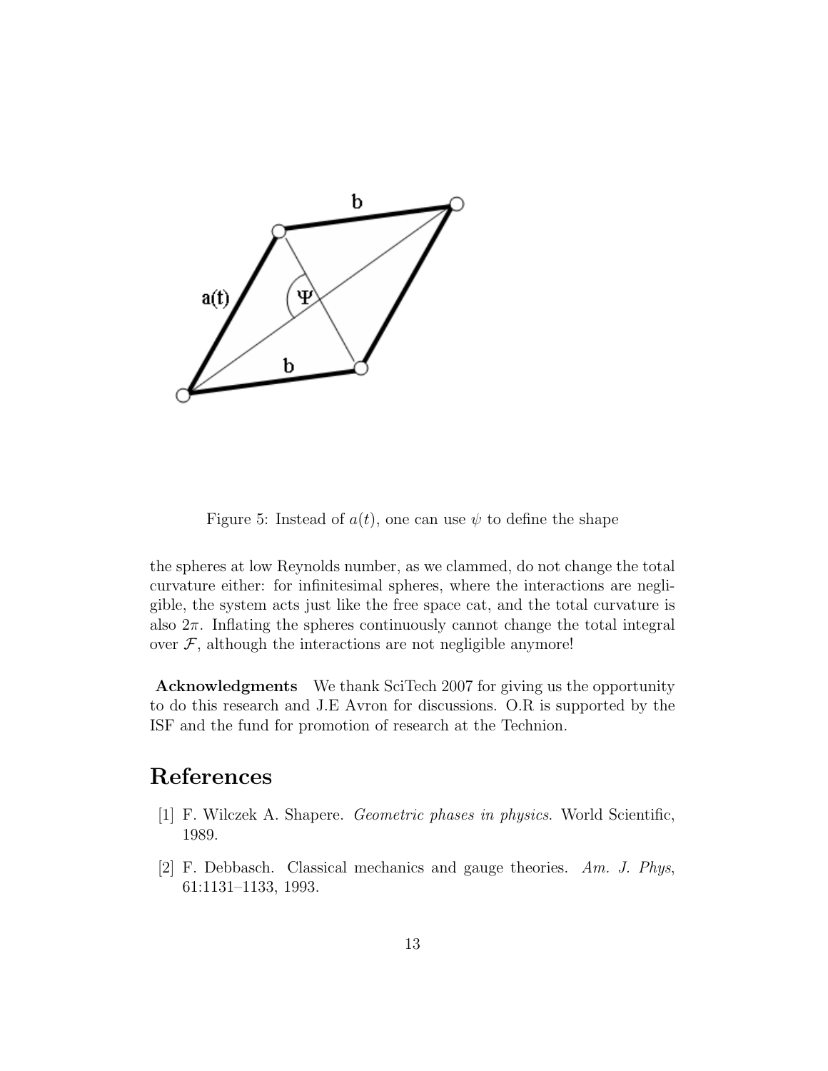Figure 5: Instead of $a(t)$, one can use $\psi$ to define the shape

the spheres at low Reynolds number, as we clammed, do not change the total curvature either: for infinitesimal spheres, where the interactions are negligible, the system acts just like the free space cat, and the total curvature is also $2\pi$. Inflating the spheres continuously cannot change the total integral over $\mathcal{F}$, although the interactions are not negligible anymore!

**Acknowledgments** We thank SciTech 2007 for giving us the opportunity to do this research and J.E Avron for discussions. O.R is supported by the ISF and the fund for promotion of research at the Technion.

# References

[1] F. Wilczek A. Shapere. *Geometric phases in physics*. World Scientific, 1989.

[2] F. Debbasch. Classical mechanics and gauge theories. *Am. J. Phys*, 61:1131–1133, 1993.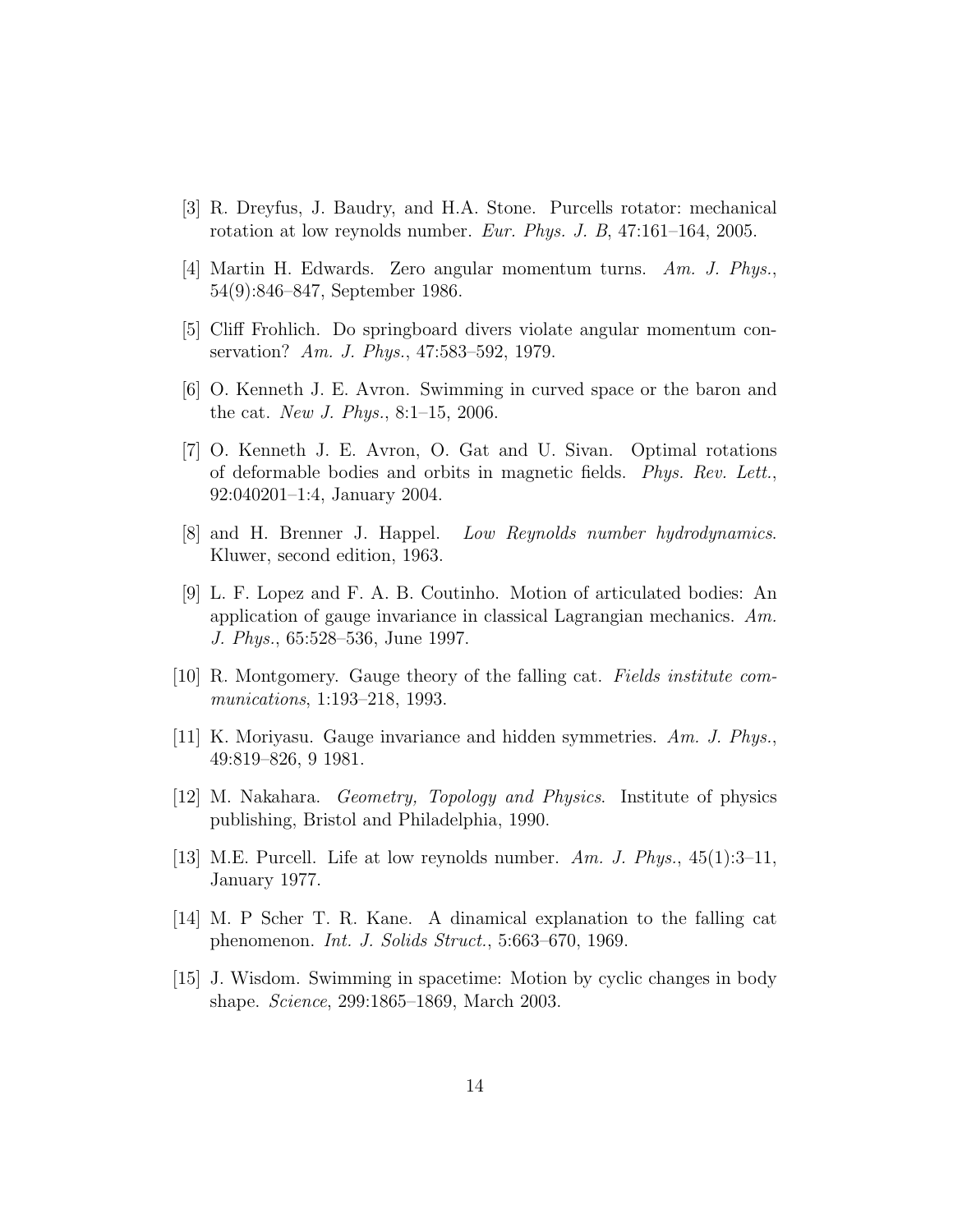[3] R. Dreyfus, J. Baudry, and H.A. Stone. Purcells rotator: mechanical rotation at low reynolds number. *Eur. Phys. J. B*, 47:161–164, 2005.

[4] Martin H. Edwards. Zero angular momentum turns. *Am. J. Phys.*, 54(9):846–847, September 1986.

[5] Cliff Frohlich. Do springboard divers violate angular momentum conservation? *Am. J. Phys.*, 47:583–592, 1979.

[6] O. Kenneth J. E. Avron. Swimming in curved space or the baron and the cat. *New J. Phys.*, 8:1–15, 2006.

[7] O. Kenneth J. E. Avron, O. Gat and U. Sivan. Optimal rotations of deformable bodies and orbits in magnetic fields. *Phys. Rev. Lett.*, 92:040201–1:4, January 2004.

[8] and H. Brenner J. Happel. *Low Reynolds number hydrodynamics*. Kluwer, second edition, 1963.

[9] L. F. Lopez and F. A. B. Coutinho. Motion of articulated bodies: An application of gauge invariance in classical Lagrangian mechanics. *Am. J. Phys.*, 65:528–536, June 1997.

[10] R. Montgomery. Gauge theory of the falling cat. *Fields institute communications*, 1:193–218, 1993.

[11] K. Moriyasu. Gauge invariance and hidden symmetries. *Am. J. Phys.*, 49:819–826, 9 1981.

[12] M. Nakahara. *Geometry, Topology and Physics*. Institute of physics publishing, Bristol and Philadelphia, 1990.

[13] M.E. Purcell. Life at low reynolds number. *Am. J. Phys.*, 45(1):3–11, January 1977.

[14] M. P Scher T. R. Kane. A dinamical explanation to the falling cat phenomenon. *Int. J. Solids Struct.*, 5:663–670, 1969.

[15] J. Wisdom. Swimming in spacetime: Motion by cyclic changes in body shape. *Science*, 299:1865–1869, March 2003.